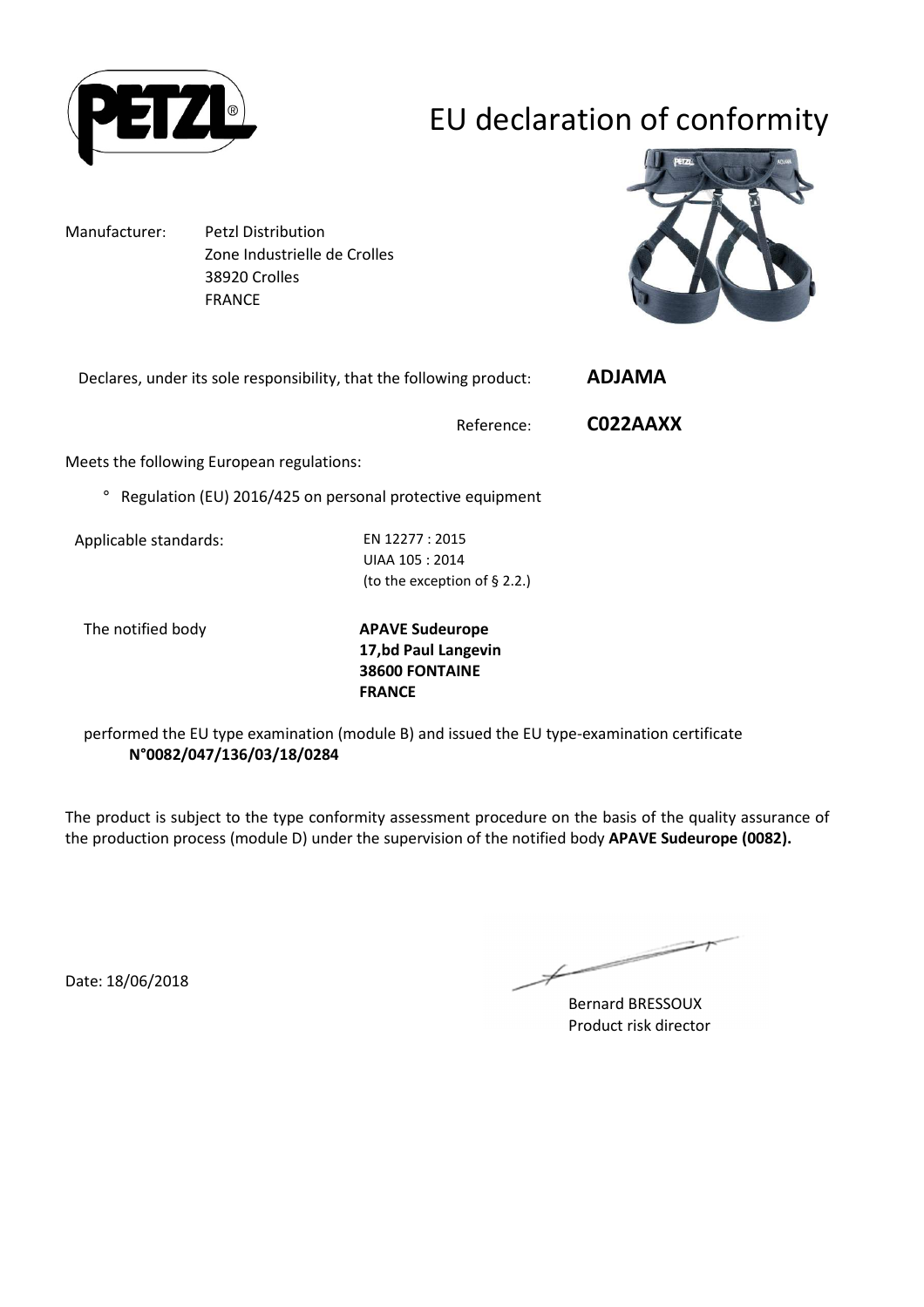# EU declaration of conformity

Manufacturer: Petzl Distribution
Zone Industrielle de Crolles
38920 Crolles
FRANCE

Declares, under its sole responsibility, that the following product: **ADJAMA**

Reference: **C022AAXX**

Meets the following European regulations:

° Regulation (EU) 2016/425 on personal protective equipment

Applicable standards:
EN 12277 : 2015
UIAA 105 : 2014
(to the exception of § 2.2.)

The notified body
**APAVE Sudeurope**
**17,bd Paul Langevin**
**38600 FONTAINE**
**FRANCE**

performed the EU type examination (module B) and issued the EU type-examination certificate
**N°0082/047/136/03/18/0284**

The product is subject to the type conformity assessment procedure on the basis of the quality assurance of the production process (module D) under the supervision of the notified body **APAVE Sudeurope (0082).**

Date: 18/06/2018

Bernard BRESSOUX
Product risk director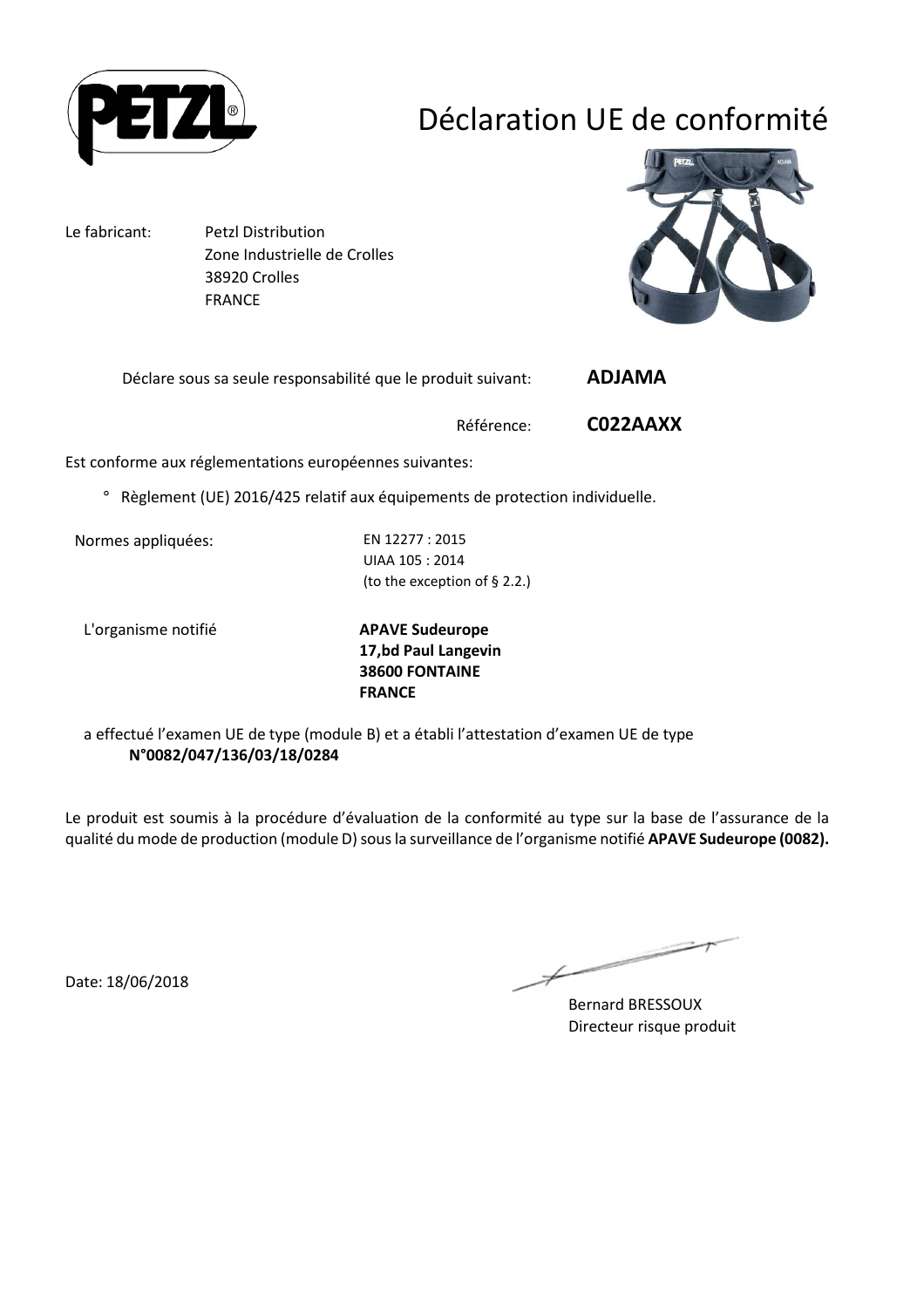# Déclaration UE de conformité

Le fabricant: Petzl Distribution
Zone Industrielle de Crolles
38920 Crolles
FRANCE

Déclare sous sa seule responsabilité que le produit suivant: **ADJAMA**

Référence: **C022AAXX**

Est conforme aux réglementations européennes suivantes:

° Règlement (UE) 2016/425 relatif aux équipements de protection individuelle.

Normes appliquées: EN 12277 : 2015
UIAA 105 : 2014
(to the exception of § 2.2.)

L'organisme notifié **APAVE Sudeurope**
**17,bd Paul Langevin**
**38600 FONTAINE**
**FRANCE**

a effectué l'examen UE de type (module B) et a établi l'attestation d'examen UE de type
**N°0082/047/136/03/18/0284**

Le produit est soumis à la procédure d'évaluation de la conformité au type sur la base de l'assurance de la qualité du mode de production (module D) sous la surveillance de l'organisme notifié **APAVE Sudeurope (0082).**

Date: 18/06/2018

Bernard BRESSOUX
Directeur risque produit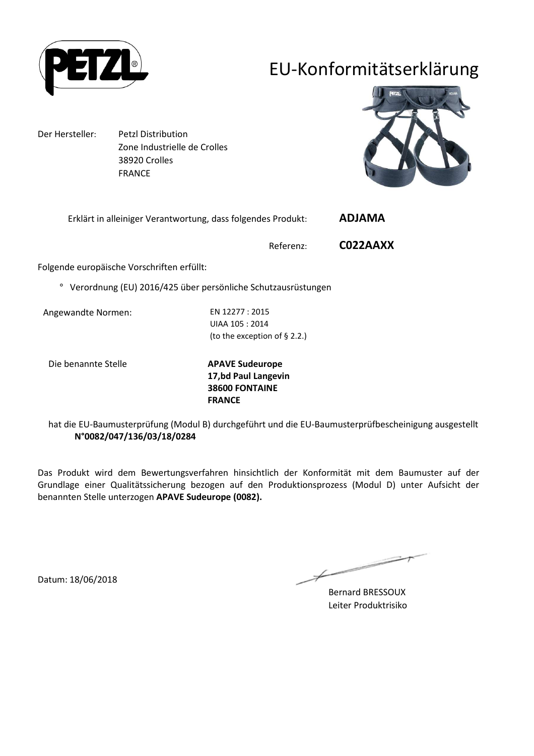# EU-Konformitätserklärung

Der Hersteller: Petzl Distribution
Zone Industrielle de Crolles
38920 Crolles
FRANCE

Erklärt in alleiniger Verantwortung, dass folgendes Produkt: **ADJAMA**

Referenz: **C022AAXX**

Folgende europäische Vorschriften erfüllt:

° Verordnung (EU) 2016/425 über persönliche Schutzausrüstungen

Angewandte Normen: EN 12277 : 2015
UIAA 105 : 2014
(to the exception of § 2.2.)

Die benannte Stelle **APAVE Sudeurope**
**17,bd Paul Langevin**
**38600 FONTAINE**
**FRANCE**

hat die EU-Baumusterprüfung (Modul B) durchgeführt und die EU-Baumusterprüfbescheinigung ausgestellt
**N°0082/047/136/03/18/0284**

Das Produkt wird dem Bewertungsverfahren hinsichtlich der Konformität mit dem Baumuster auf der Grundlage einer Qualitätssicherung bezogen auf den Produktionsprozess (Modul D) unter Aufsicht der benannten Stelle unterzogen **APAVE Sudeurope (0082).**

Datum: 18/06/2018

Bernard BRESSOUX
Leiter Produktrisiko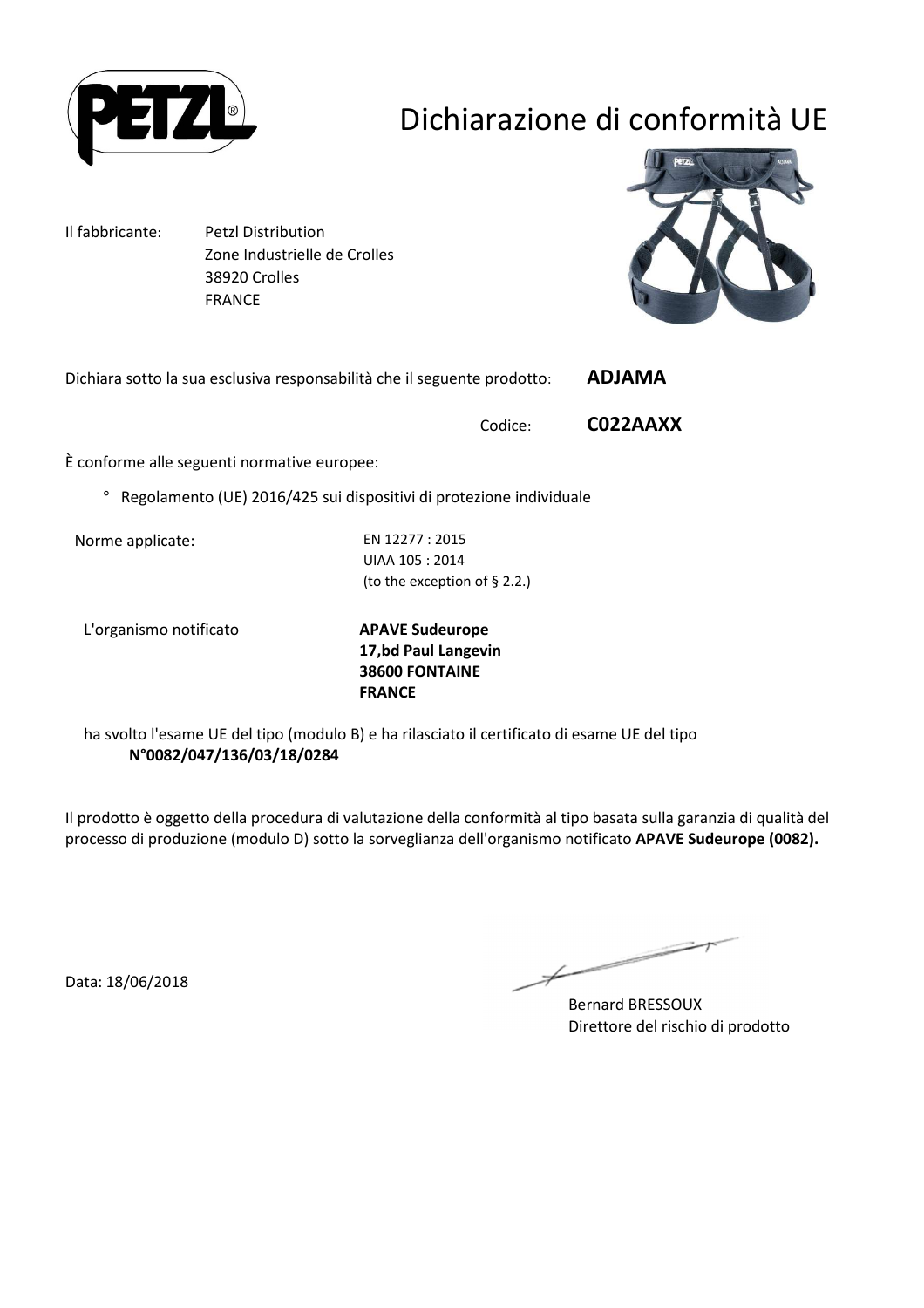# Dichiarazione di conformità UE

Il fabbricante: Petzl Distribution
Zone Industrielle de Crolles
38920 Crolles
FRANCE

Dichiara sotto la sua esclusiva responsabilità che il seguente prodotto: **ADJAMA**

Codice: **C022AAXX**

È conforme alle seguenti normative europee:

° Regolamento (UE) 2016/425 sui dispositivi di protezione individuale

Norme applicate:
EN 12277 : 2015
UIAA 105 : 2014
(to the exception of § 2.2.)

L'organismo notificato
**APAVE Sudeurope**
**17,bd Paul Langevin**
**38600 FONTAINE**
**FRANCE**

ha svolto l'esame UE del tipo (modulo B) e ha rilasciato il certificato di esame UE del tipo
**N°0082/047/136/03/18/0284**

Il prodotto è oggetto della procedura di valutazione della conformità al tipo basata sulla garanzia di qualità del processo di produzione (modulo D) sotto la sorveglianza dell'organismo notificato **APAVE Sudeurope (0082).**

Data: 18/06/2018

Bernard BRESSOUX
Direttore del rischio di prodotto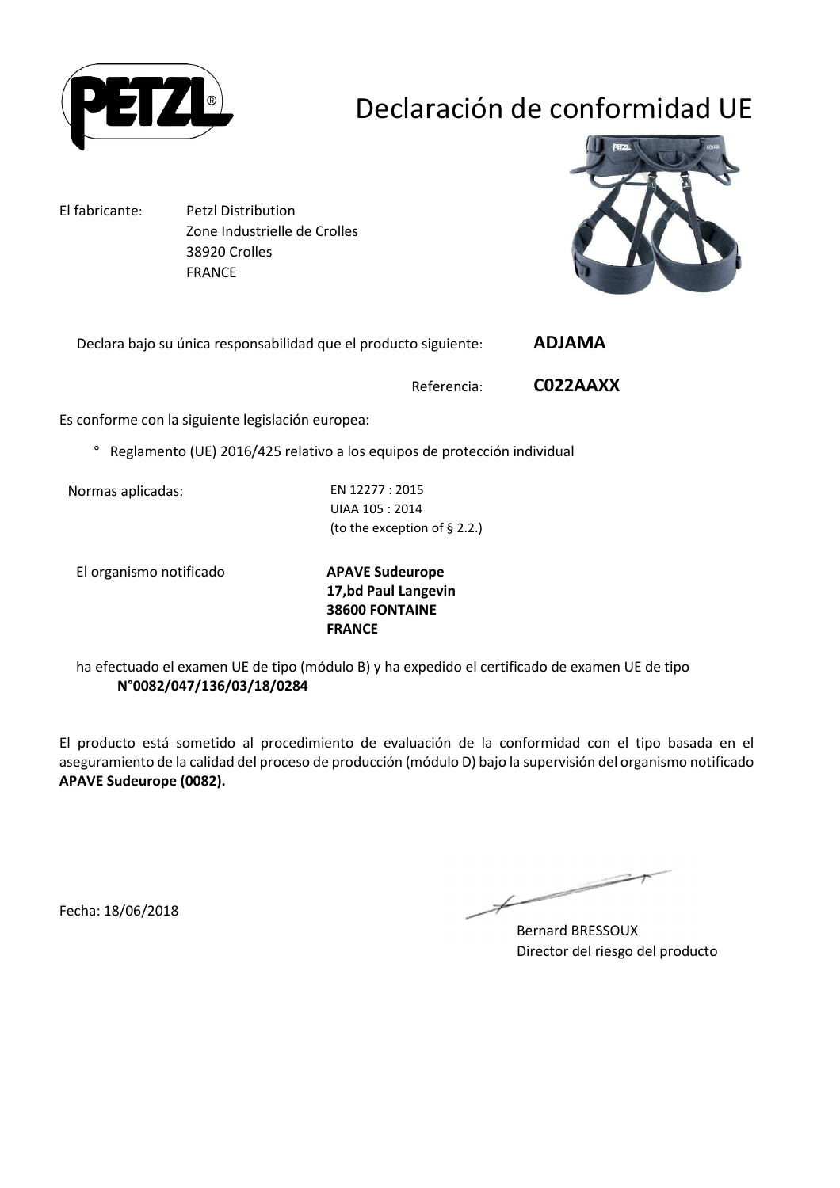# Declaración de conformidad UE

El fabricante: Petzl Distribution
Zone Industrielle de Crolles
38920 Crolles
FRANCE

Declara bajo su única responsabilidad que el producto siguiente: **ADJAMA**

Referencia: **C022AAXX**

Es conforme con la siguiente legislación europea:

° Reglamento (UE) 2016/425 relativo a los equipos de protección individual

Normas aplicadas: EN 12277 : 2015
UIAA 105 : 2014
(to the exception of § 2.2.)

El organismo notificado **APAVE Sudeurope**
**17,bd Paul Langevin**
**38600 FONTAINE**
**FRANCE**

ha efectuado el examen UE de tipo (módulo B) y ha expedido el certificado de examen UE de tipo
**N°0082/047/136/03/18/0284**

El producto está sometido al procedimiento de evaluación de la conformidad con el tipo basada en el aseguramiento de la calidad del proceso de producción (módulo D) bajo la supervisión del organismo notificado **APAVE Sudeurope (0082).**

Fecha: 18/06/2018

Bernard BRESSOUX
Director del riesgo del producto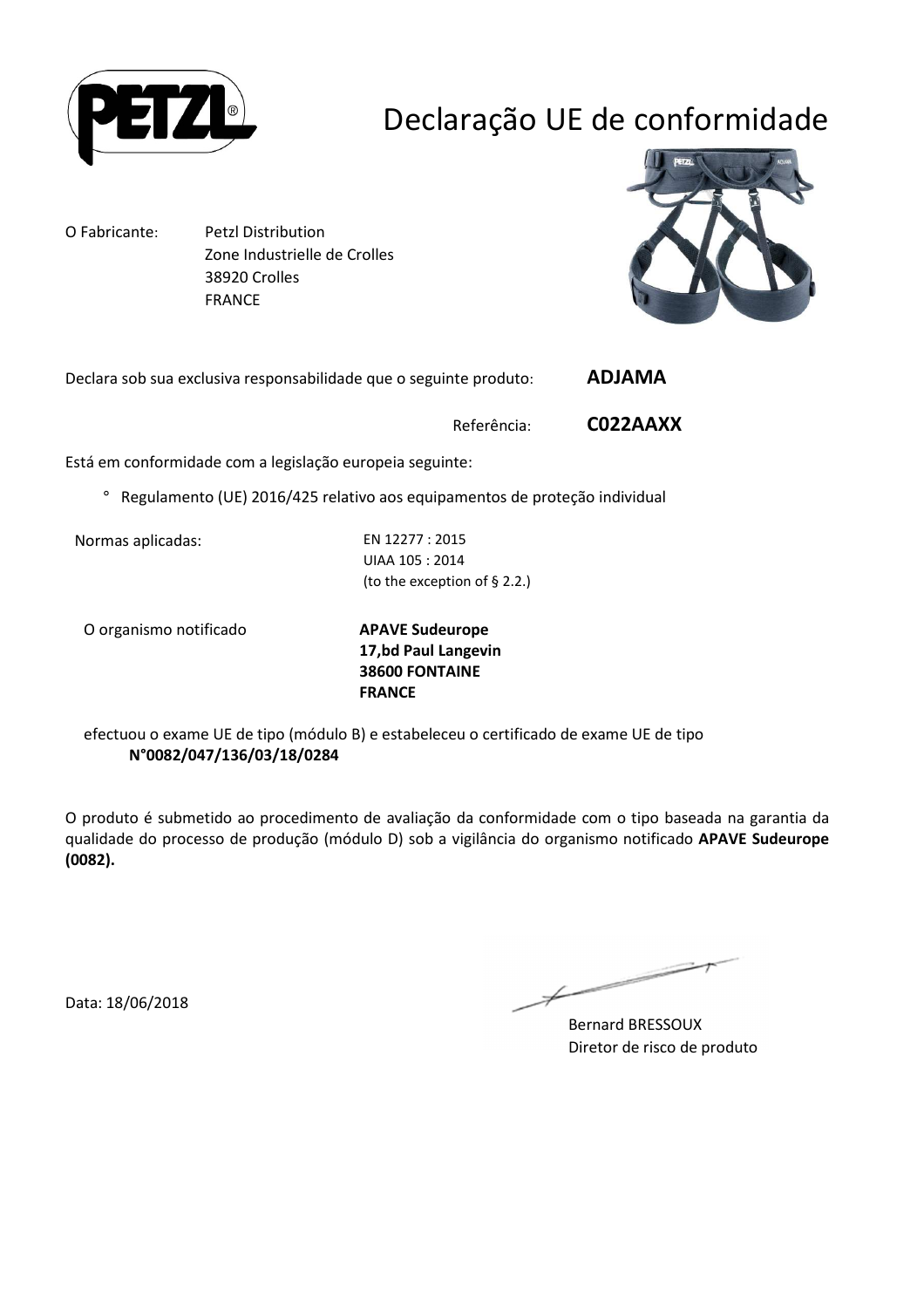# Declaração UE de conformidade

O Fabricante: Petzl Distribution
Zone Industrielle de Crolles
38920 Crolles
FRANCE

Declara sob sua exclusiva responsabilidade que o seguinte produto: **ADJAMA**

Referência: **C022AAXX**

Está em conformidade com a legislação europeia seguinte:

° Regulamento (UE) 2016/425 relativo aos equipamentos de proteção individual

Normas aplicadas: EN 12277 : 2015
UIAA 105 : 2014
(to the exception of § 2.2.)

O organismo notificado **APAVE Sudeurope**
**17,bd Paul Langevin**
**38600 FONTAINE**
**FRANCE**

efectuou o exame UE de tipo (módulo B) e estabeleceu o certificado de exame UE de tipo
**N°0082/047/136/03/18/0284**

O produto é submetido ao procedimento de avaliação da conformidade com o tipo baseada na garantia da qualidade do processo de produção (módulo D) sob a vigilância do organismo notificado **APAVE Sudeurope (0082).**

Data: 18/06/2018

Bernard BRESSOUX
Diretor de risco de produto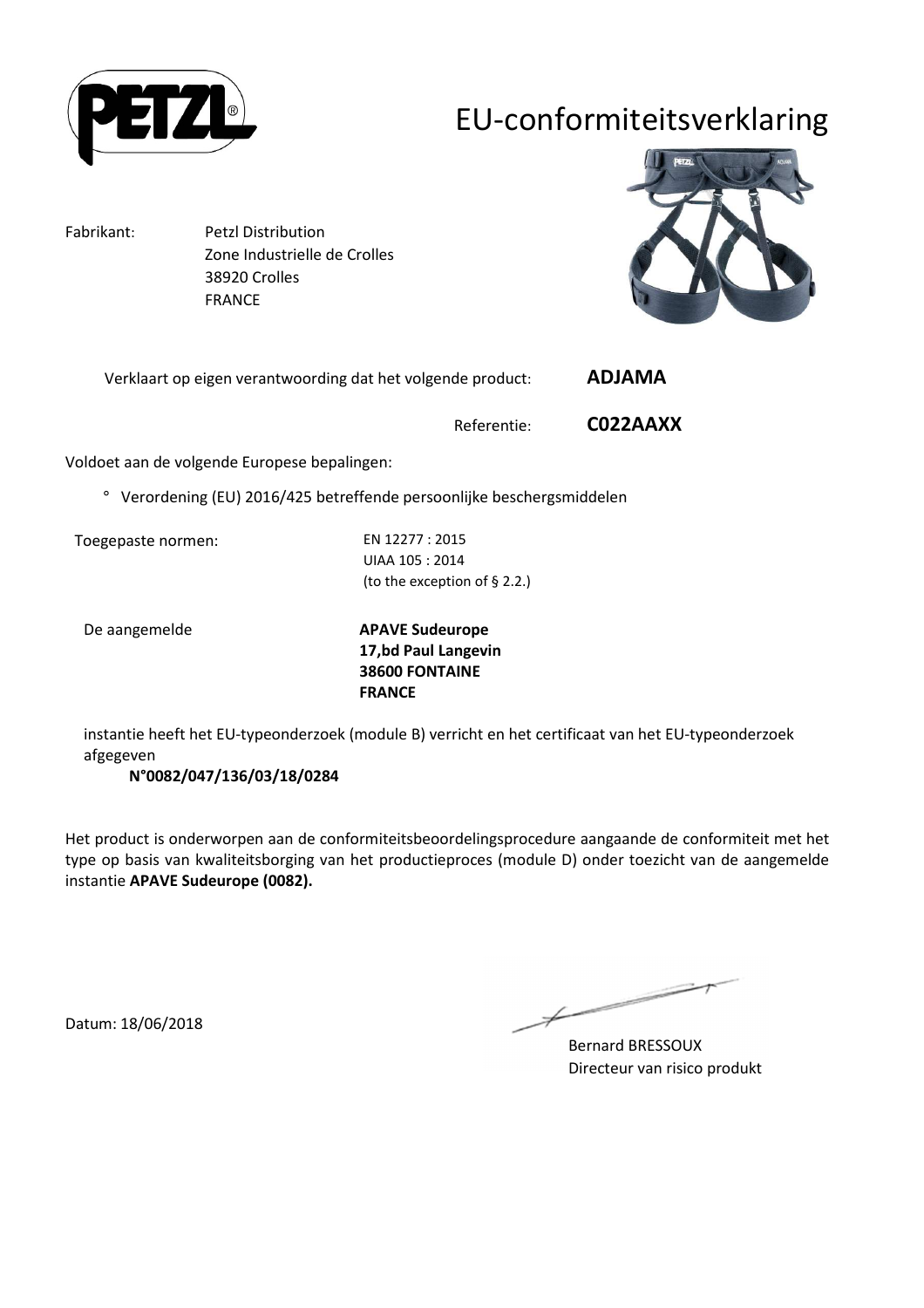# EU-conformiteitsverklaring

Fabrikant: Petzl Distribution
Zone Industrielle de Crolles
38920 Crolles
FRANCE

Verklaart op eigen verantwoording dat het volgende product: **ADJAMA**

Referentie: **C022AAXX**

Voldoet aan de volgende Europese bepalingen:

° Verordening (EU) 2016/425 betreffende persoonlijke beschergsmiddelen

Toegepaste normen: EN 12277 : 2015
UIAA 105 : 2014
(to the exception of § 2.2.)

De aangemelde **APAVE Sudeurope**
**17,bd Paul Langevin**
**38600 FONTAINE**
**FRANCE**

instantie heeft het EU-typeonderzoek (module B) verricht en het certificaat van het EU-typeonderzoek afgegeven
**N°0082/047/136/03/18/0284**

Het product is onderworpen aan de conformiteitsbeoordelingsprocedure aangaande de conformiteit met het type op basis van kwaliteitsborging van het productieproces (module D) onder toezicht van de aangemelde instantie **APAVE Sudeurope (0082).**

Datum: 18/06/2018

Bernard BRESSOUX
Directeur van risico produkt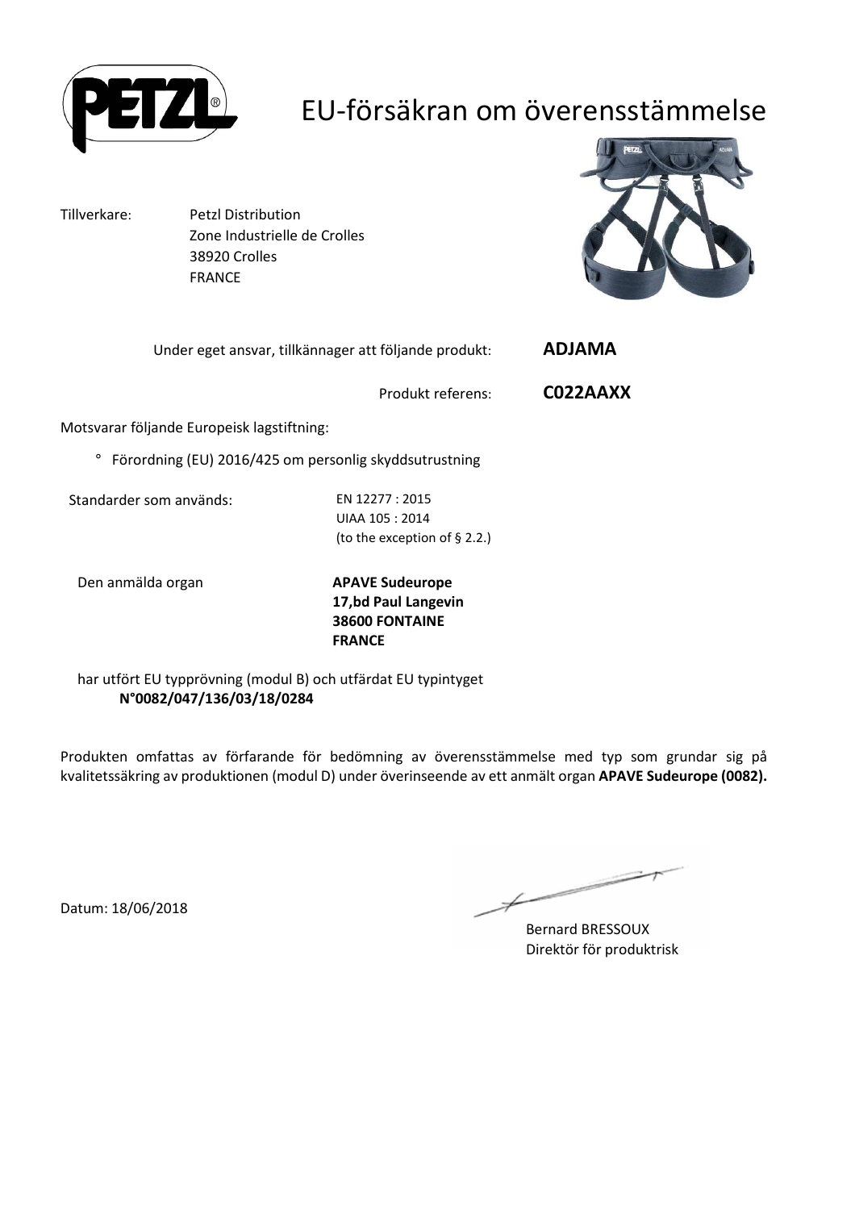# EU-försäkran om överensstämmelse

Tillverkare: Petzl Distribution
Zone Industrielle de Crolles
38920 Crolles
FRANCE

Under eget ansvar, tillkännager att följande produkt: **ADJAMA**

Produkt referens: **C022AAXX**

Motsvarar följande Europeisk lagstiftning:

° Förordning (EU) 2016/425 om personlig skyddsutrustning

Standarder som används: EN 12277 : 2015
UIAA 105 : 2014
(to the exception of § 2.2.)

Den anmälda organ **APAVE Sudeurope**
**17,bd Paul Langevin**
**38600 FONTAINE**
**FRANCE**

har utfört EU typprövning (modul B) och utfärdat EU typintyget
**N°0082/047/136/03/18/0284**

Produkten omfattas av förfarande för bedömning av överensstämmelse med typ som grundar sig på kvalitetssäkring av produktionen (modul D) under överinseende av ett anmält organ **APAVE Sudeurope (0082).**

Datum: 18/06/2018

Bernard BRESSOUX
Direktör för produktrisk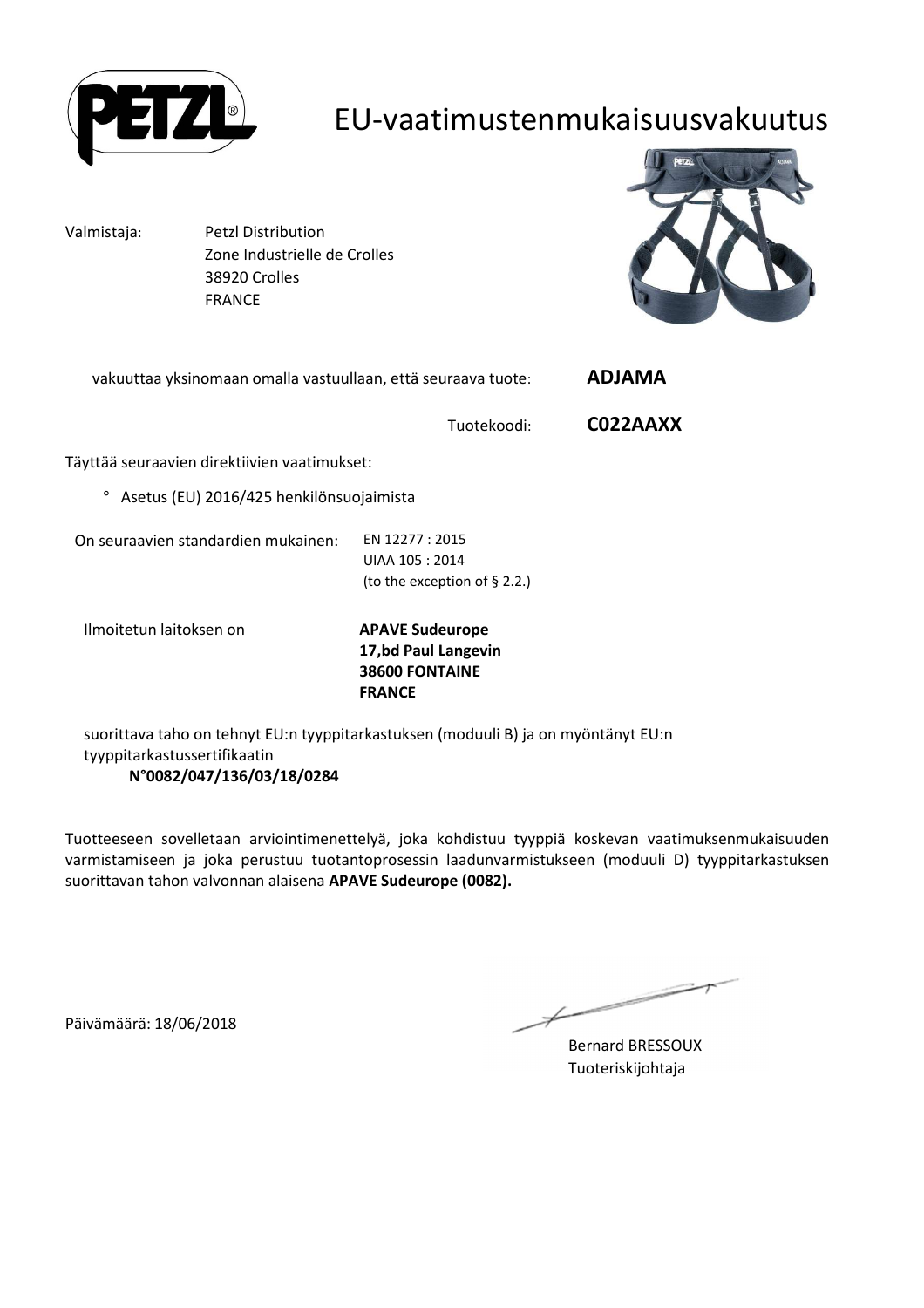# EU-vaatimustenmukaisuusvakuutus

Valmistaja: Petzl Distribution
Zone Industrielle de Crolles
38920 Crolles
FRANCE

vakuuttaa yksinomaan omalla vastuullaan, että seuraava tuote: **ADJAMA**

Tuotekoodi: **C022AAXX**

Täyttää seuraavien direktiivien vaatimukset:

° Asetus (EU) 2016/425 henkilönsuojaimista

On seuraavien standardien mukainen: EN 12277 : 2015
UIAA 105 : 2014
(to the exception of § 2.2.)

Ilmoitetun laitoksen on **APAVE Sudeurope**
**17,bd Paul Langevin**
**38600 FONTAINE**
**FRANCE**

suorittava taho on tehnyt EU:n tyyppitarkastuksen (moduuli B) ja on myöntänyt EU:n tyyppitarkastussertifikaatin
**N°0082/047/136/03/18/0284**

Tuotteeseen sovelletaan arviointimenettelyä, joka kohdistuu tyyppiä koskevan vaatimuksenmukaisuuden varmistamiseen ja joka perustuu tuotantoprosessin laadunvarmistukseen (moduuli D) tyyppitarkastuksen suorittavan tahon valvonnan alaisena **APAVE Sudeurope (0082).**

Päivämäärä: 18/06/2018

Bernard BRESSOUX
Tuoteriskijohtaja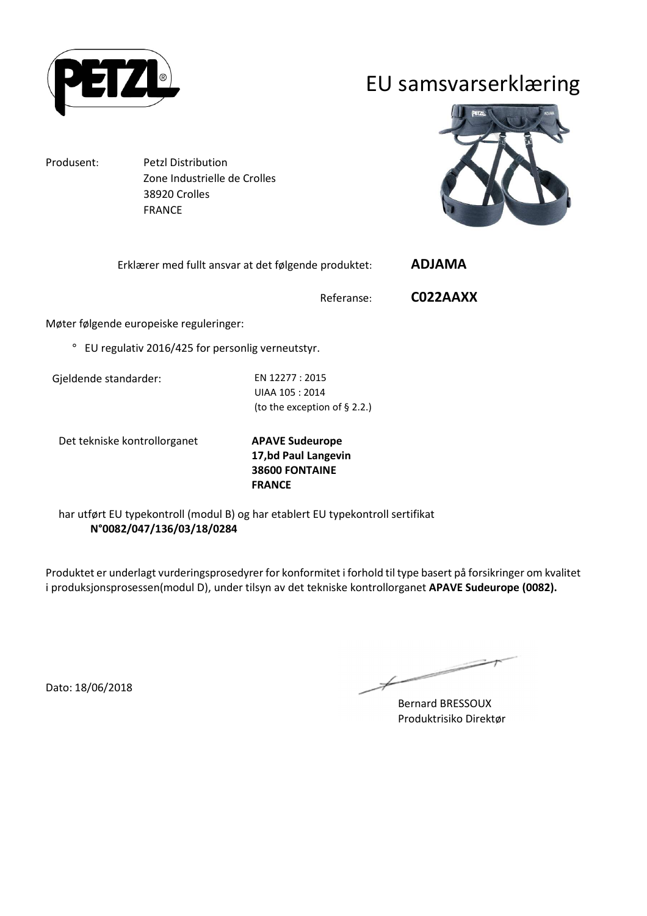# EU samsvarserklæring

Produsent: Petzl Distribution
Zone Industrielle de Crolles
38920 Crolles
FRANCE

Erklærer med fullt ansvar at det følgende produktet: **ADJAMA**

Referanse: **C022AAXX**

Møter følgende europeiske reguleringer:

° EU regulativ 2016/425 for personlig verneutstyr.

Gjeldende standarder:
EN 12277 : 2015
UIAA 105 : 2014
(to the exception of § 2.2.)

Det tekniske kontrollorganet
**APAVE Sudeurope**
**17,bd Paul Langevin**
**38600 FONTAINE**
**FRANCE**

har utført EU typekontroll (modul B) og har etablert EU typekontroll sertifikat
**N°0082/047/136/03/18/0284**

Produktet er underlagt vurderingsprosedyrer for konformitet i forhold til type basert på forsikringer om kvalitet i produksjonsprosessen(modul D), under tilsyn av det tekniske kontrollorganet **APAVE Sudeurope (0082).**

Dato: 18/06/2018

Bernard BRESSOUX
Produktrisiko Direktør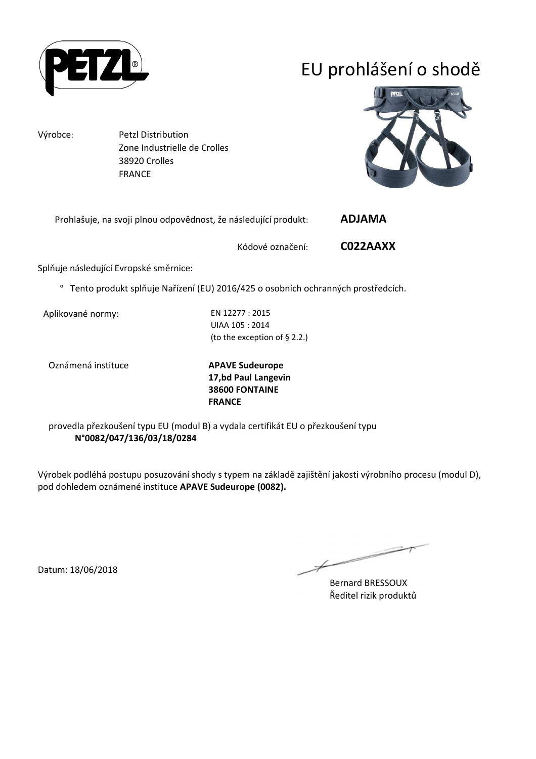# EU prohlášení o shodě

Výrobce: Petzl Distribution
Zone Industrielle de Crolles
38920 Crolles
FRANCE

Prohlašuje, na svoji plnou odpovědnost, že následující produkt: **ADJAMA**

Kódové označení: **C022AAXX**

Splňuje následující Evropské směrnice:

° Tento produkt splňuje Nařízení (EU) 2016/425 o osobních ochranných prostředcích.

Aplikované normy: EN 12277 : 2015
UIAA 105 : 2014
(to the exception of § 2.2.)

Oznámená instituce **APAVE Sudeurope**
**17,bd Paul Langevin**
**38600 FONTAINE**
**FRANCE**

provedla přezkoušení typu EU (modul B) a vydala certifikát EU o přezkoušení typu
**N°0082/047/136/03/18/0284**

Výrobek podléhá postupu posuzování shody s typem na základě zajištění jakosti výrobního procesu (modul D), pod dohledem oznámené instituce **APAVE Sudeurope (0082).**

Datum: 18/06/2018

Bernard BRESSOUX
Ředitel rizik produktů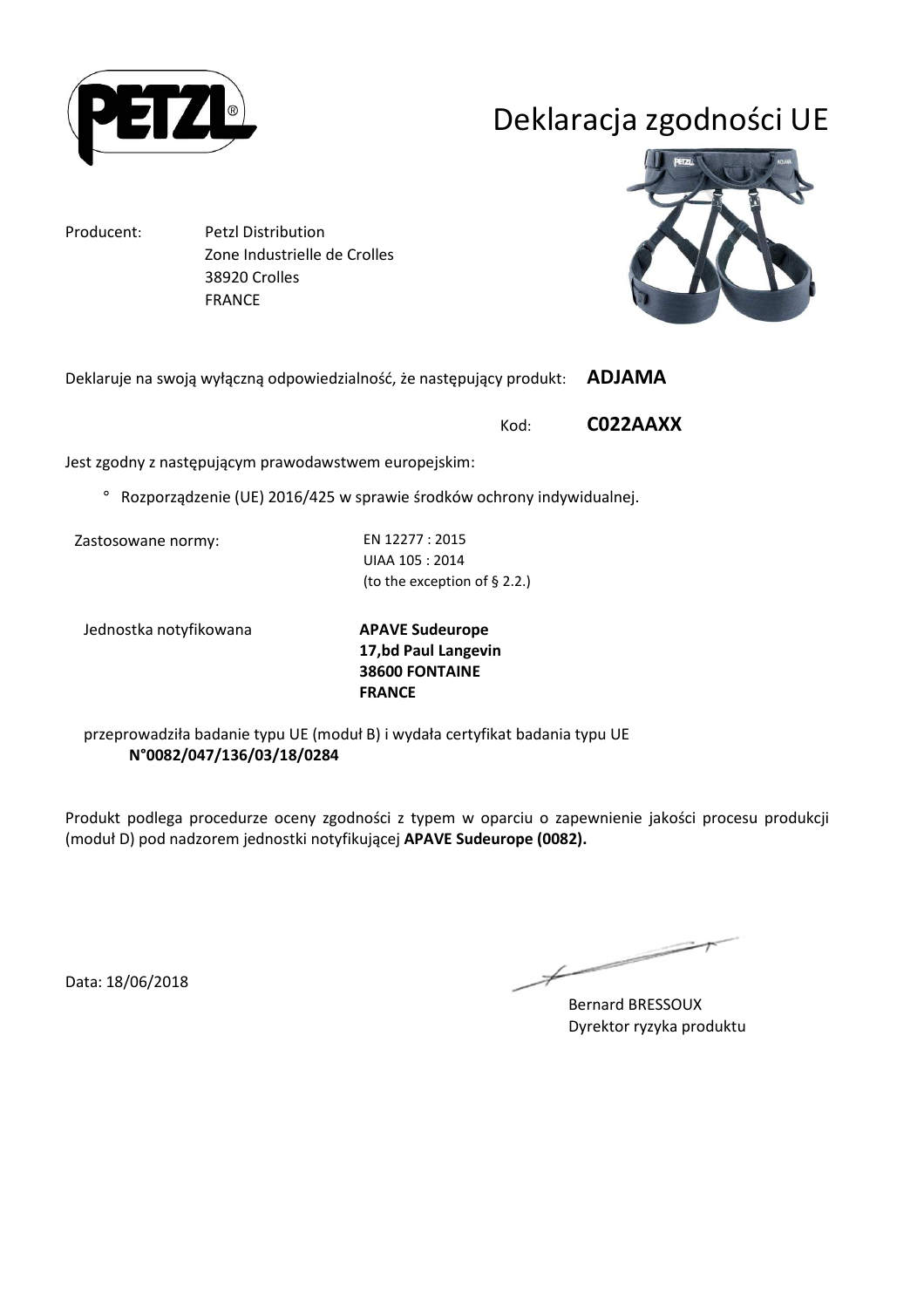# Deklaracja zgodności UE

Producent: Petzl Distribution
Zone Industrielle de Crolles
38920 Crolles
FRANCE

Deklaruje na swoją wyłączną odpowiedzialność, że następujący produkt: **ADJAMA**

Kod: **C022AAXX**

Jest zgodny z następującym prawodawstwem europejskim:

° Rozporządzenie (UE) 2016/425 w sprawie środków ochrony indywidualnej.

Zastosowane normy: EN 12277 : 2015
UIAA 105 : 2014
(to the exception of § 2.2.)

Jednostka notyfikowana **APAVE Sudeurope**
**17,bd Paul Langevin**
**38600 FONTAINE**
**FRANCE**

przeprowadziła badanie typu UE (moduł B) i wydała certyfikat badania typu UE
**N°0082/047/136/03/18/0284**

Produkt podlega procedurze oceny zgodności z typem w oparciu o zapewnienie jakości procesu produkcji (moduł D) pod nadzorem jednostki notyfikującej **APAVE Sudeurope (0082).**

Data: 18/06/2018

Bernard BRESSOUX
Dyrektor ryzyka produktu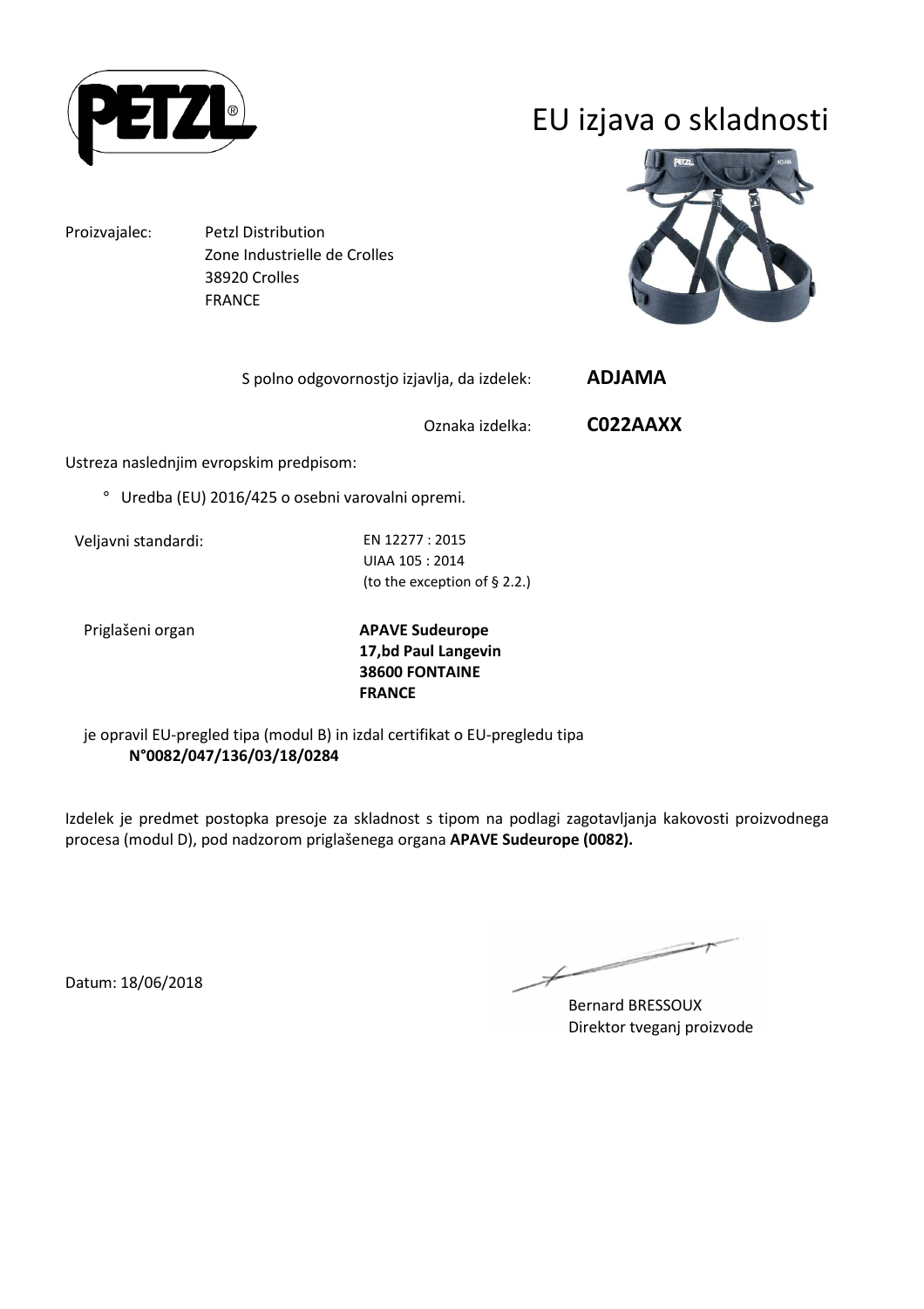# EU izjava o skladnosti

Proizvajalec: Petzl Distribution
Zone Industrielle de Crolles
38920 Crolles
FRANCE

S polno odgovornostjo izjavlja, da izdelek: **ADJAMA**

Oznaka izdelka: **C022AAXX**

Ustreza naslednjim evropskim predpisom:

° Uredba (EU) 2016/425 o osebni varovalni opremi.

Veljavni standardi:
EN 12277 : 2015
UIAA 105 : 2014
(to the exception of § 2.2.)

Priglašeni organ
**APAVE Sudeurope**
**17,bd Paul Langevin**
**38600 FONTAINE**
**FRANCE**

je opravil EU-pregled tipa (modul B) in izdal certifikat o EU-pregledu tipa
**N°0082/047/136/03/18/0284**

Izdelek je predmet postopka presoje za skladnost s tipom na podlagi zagotavljanja kakovosti proizvodnega procesa (modul D), pod nadzorom priglašenega organa **APAVE Sudeurope (0082).**

Datum: 18/06/2018

Bernard BRESSOUX
Direktor tveganj proizvode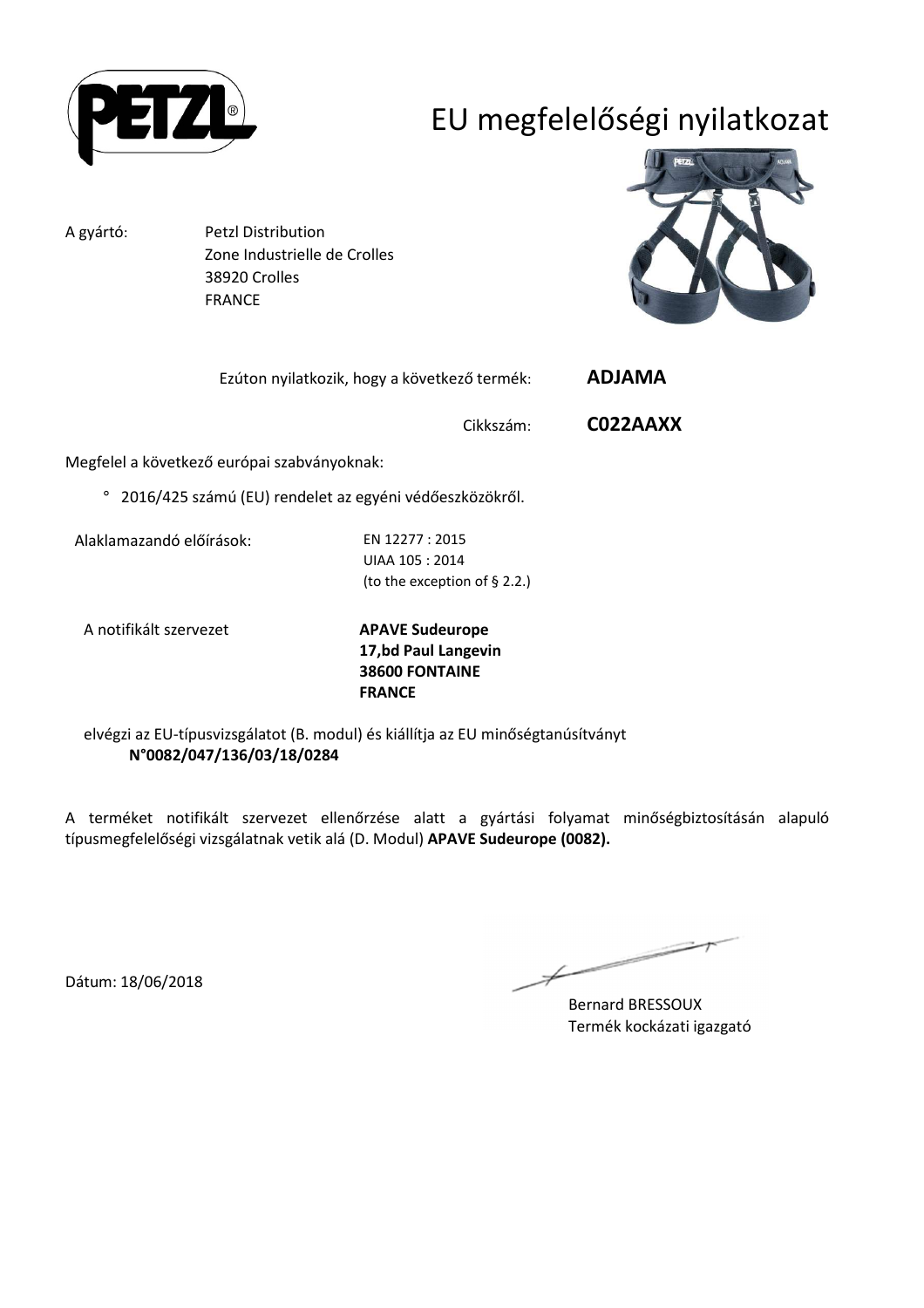# EU megfelelőségi nyilatkozat

A gyártó: Petzl Distribution
Zone Industrielle de Crolles
38920 Crolles
FRANCE

Ezúton nyilatkozik, hogy a következő termék: **ADJAMA**

Cikkszám: **C022AAXX**

Megfelel a következő európai szabványoknak:

° 2016/425 számú (EU) rendelet az egyéni védőeszközökről.

Alaklamazandó előírások: EN 12277 : 2015
UIAA 105 : 2014
(to the exception of § 2.2.)

A notifikált szervezet **APAVE Sudeurope**
**17,bd Paul Langevin**
**38600 FONTAINE**
**FRANCE**

elvégzi az EU-típusvizsgálatot (B. modul) és kiállítja az EU minőségtanúsítványt
**N°0082/047/136/03/18/0284**

A terméket notifikált szervezet ellenőrzése alatt a gyártási folyamat minőségbiztosításán alapuló típusmegfelelőségi vizsgálatnak vetik alá (D. Modul) **APAVE Sudeurope (0082).**

Dátum: 18/06/2018

Bernard BRESSOUX
Termék kockázati igazgató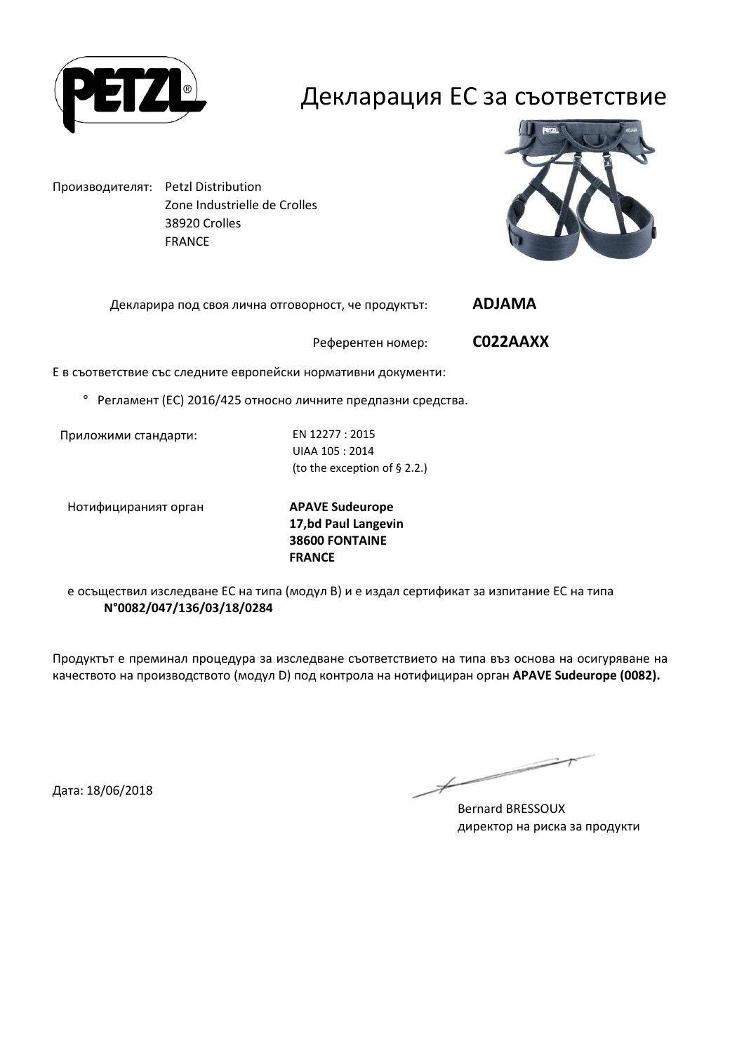# Декларация ЕС за съответствие

Производителят: Petzl Distribution
Zone Industrielle de Crolles
38920 Crolles
FRANCE

Декларира под своя лична отговорност, че продуктът: **ADJAMA**

Референтен номер: **C022AAXX**

Е в съответствие със следните европейски нормативни документи:

° Регламент (ЕС) 2016/425 относно личните предпазни средства.

Приложими стандарти:
EN 12277 : 2015
UIAA 105 : 2014
(to the exception of § 2.2.)

Нотифицираният орган
**APAVE Sudeurope**
**17,bd Paul Langevin**
**38600 FONTAINE**
**FRANCE**

е осъществил изследване ЕС на типа (модул B) и е издал сертификат за изпитание ЕС на типа
**N°0082/047/136/03/18/0284**

Продуктът е преминал процедура за изследване съответствието на типа въз основа на осигуряване на качеството на производството (модул D) под контрола на нотифициран орган **APAVE Sudeurope (0082).**

Дата: 18/06/2018

Bernard BRESSOUX
директор на риска за продукти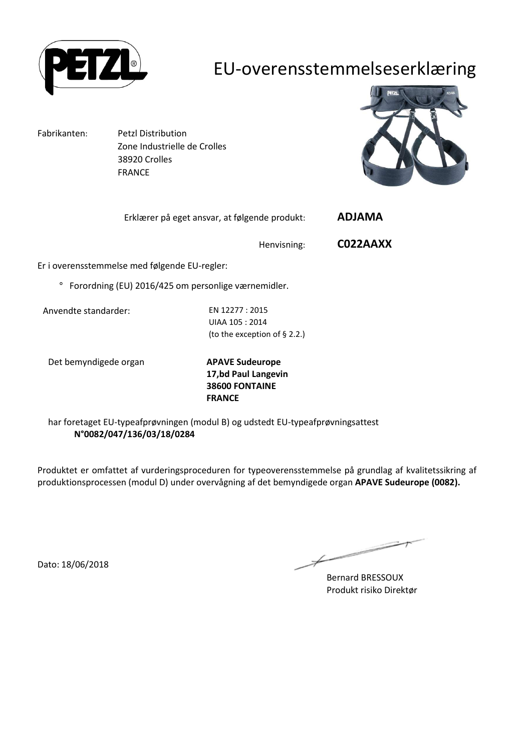# EU-overensstemmelseserklæring

Fabrikanten: Petzl Distribution
Zone Industrielle de Crolles
38920 Crolles
FRANCE

Erklærer på eget ansvar, at følgende produkt: **ADJAMA**

Henvisning: **C022AAXX**

Er i overensstemmelse med følgende EU-regler:

° Forordning (EU) 2016/425 om personlige værnemidler.

Anvendte standarder: EN 12277 : 2015
UIAA 105 : 2014
(to the exception of § 2.2.)

Det bemyndigede organ **APAVE Sudeurope**
**17,bd Paul Langevin**
**38600 FONTAINE**
**FRANCE**

har foretaget EU-typeafprøvningen (modul B) og udstedt EU-typeafprøvningsattest
**N°0082/047/136/03/18/0284**

Produktet er omfattet af vurderingsproceduren for typeoverensstemmelse på grundlag af kvalitetssikring af produktionsprocessen (modul D) under overvågning af det bemyndigede organ **APAVE Sudeurope (0082).**

Dato: 18/06/2018

Bernard BRESSOUX
Produkt risiko Direktør